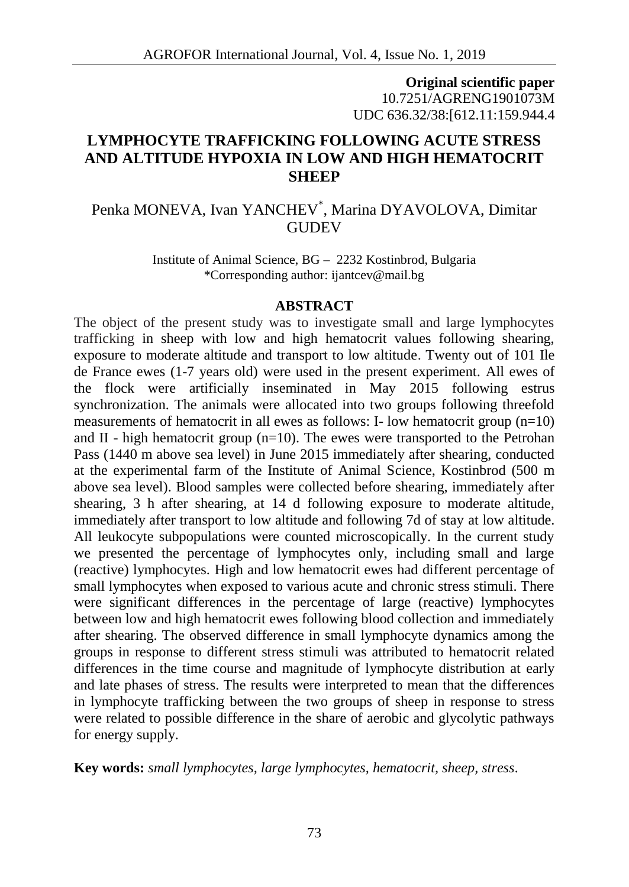**Original scientific paper**
10.7251/AGRENG1901073M
UDC 636.32/38:[612.11:159.944.4

# LYMPHOCYTE TRAFFICKING FOLLOWING ACUTE STRESS AND ALTITUDE HYPOXIA IN LOW AND HIGH HEMATOCRIT SHEEP

Penka MONEVA, Ivan YANCHEV*, Marina DYAVOLOVA, Dimitar GUDEV

Institute of Animal Science, BG – 2232 Kostinbrod, Bulgaria
*Corresponding author: ijantcev@mail.bg

## ABSTRACT

The object of the present study was to investigate small and large lymphocytes trafficking in sheep with low and high hematocrit values following shearing, exposure to moderate altitude and transport to low altitude. Twenty out of 101 Ile de France ewes (1-7 years old) were used in the present experiment. All ewes of the flock were artificially inseminated in May 2015 following estrus synchronization. The animals were allocated into two groups following threefold measurements of hematocrit in all ewes as follows: I- low hematocrit group (n=10) and II - high hematocrit group (n=10). The ewes were transported to the Petrohan Pass (1440 m above sea level) in June 2015 immediately after shearing, conducted at the experimental farm of the Institute of Animal Science, Kostinbrod (500 m above sea level). Blood samples were collected before shearing, immediately after shearing, 3 h after shearing, at 14 d following exposure to moderate altitude, immediately after transport to low altitude and following 7d of stay at low altitude. All leukocyte subpopulations were counted microscopically. In the current study we presented the percentage of lymphocytes only, including small and large (reactive) lymphocytes. High and low hematocrit ewes had different percentage of small lymphocytes when exposed to various acute and chronic stress stimuli. There were significant differences in the percentage of large (reactive) lymphocytes between low and high hematocrit ewes following blood collection and immediately after shearing. The observed difference in small lymphocyte dynamics among the groups in response to different stress stimuli was attributed to hematocrit related differences in the time course and magnitude of lymphocyte distribution at early and late phases of stress. The results were interpreted to mean that the differences in lymphocyte trafficking between the two groups of sheep in response to stress were related to possible difference in the share of aerobic and glycolytic pathways for energy supply.

**Key words:** *small lymphocytes, large lymphocytes, hematocrit, sheep, stress.*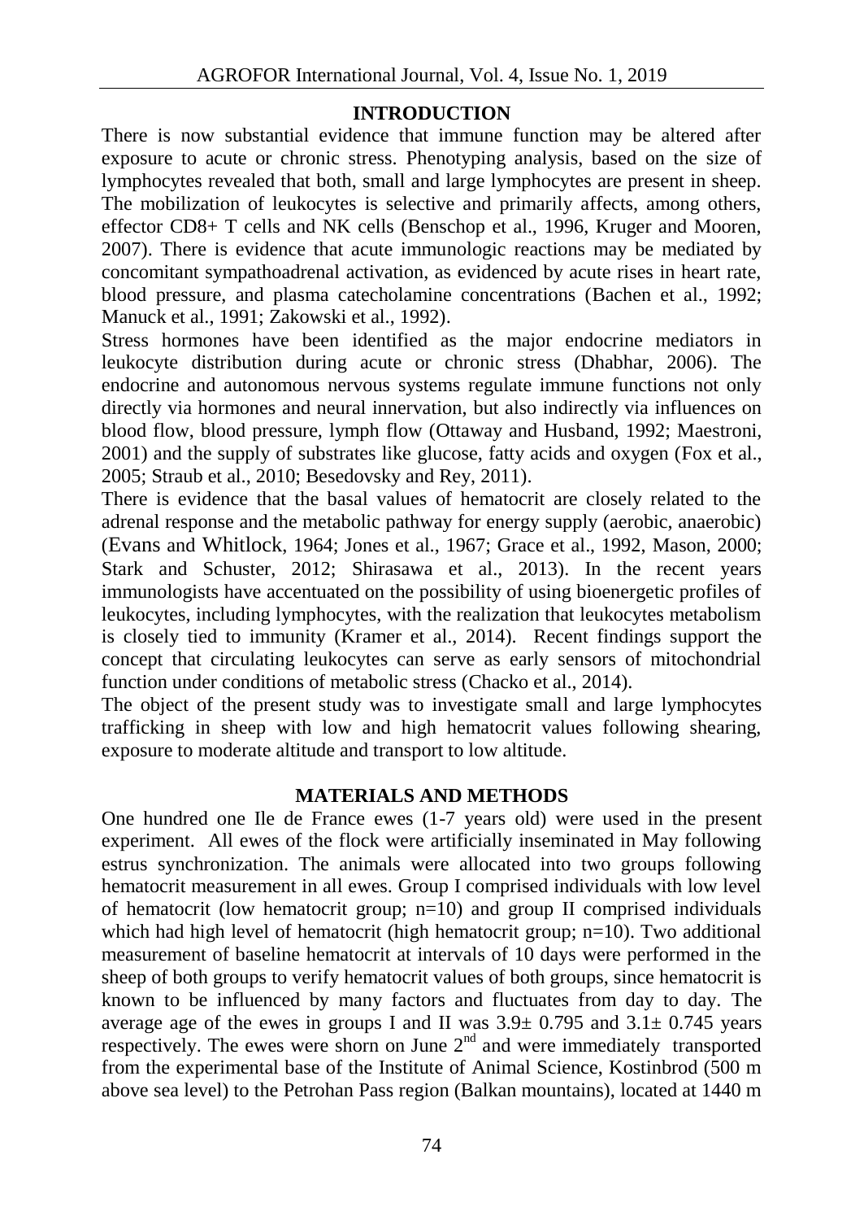## INTRODUCTION

There is now substantial evidence that immune function may be altered after exposure to acute or chronic stress. Phenotyping analysis, based on the size of lymphocytes revealed that both, small and large lymphocytes are present in sheep. The mobilization of leukocytes is selective and primarily affects, among others, effector CD8+ T cells and NK cells (Benschop et al., 1996, Kruger and Mooren, 2007). There is evidence that acute immunologic reactions may be mediated by concomitant sympathoadrenal activation, as evidenced by acute rises in heart rate, blood pressure, and plasma catecholamine concentrations (Bachen et al., 1992; Manuck et al., 1991; Zakowski et al., 1992).

Stress hormones have been identified as the major endocrine mediators in leukocyte distribution during acute or chronic stress (Dhabhar, 2006). The endocrine and autonomous nervous systems regulate immune functions not only directly via hormones and neural innervation, but also indirectly via influences on blood flow, blood pressure, lymph flow (Ottaway and Husband, 1992; Maestroni, 2001) and the supply of substrates like glucose, fatty acids and oxygen (Fox et al., 2005; Straub et al., 2010; Besedovsky and Rey, 2011).

There is evidence that the basal values of hematocrit are closely related to the adrenal response and the metabolic pathway for energy supply (aerobic, anaerobic) (Evans and Whitlock, 1964; Jones et al., 1967; Grace et al., 1992, Mason, 2000; Stark and Schuster, 2012; Shirasawa et al., 2013). In the recent years immunologists have accentuated on the possibility of using bioenergetic profiles of leukocytes, including lymphocytes, with the realization that leukocytes metabolism is closely tied to immunity (Kramer et al., 2014). Recent findings support the concept that circulating leukocytes can serve as early sensors of mitochondrial function under conditions of metabolic stress (Chacko et al., 2014).

The object of the present study was to investigate small and large lymphocytes trafficking in sheep with low and high hematocrit values following shearing, exposure to moderate altitude and transport to low altitude.

## MATERIALS AND METHODS

One hundred one Ile de France ewes (1-7 years old) were used in the present experiment. All ewes of the flock were artificially inseminated in May following estrus synchronization. The animals were allocated into two groups following hematocrit measurement in all ewes. Group I comprised individuals with low level of hematocrit (low hematocrit group; n=10) and group II comprised individuals which had high level of hematocrit (high hematocrit group; n=10). Two additional measurement of baseline hematocrit at intervals of 10 days were performed in the sheep of both groups to verify hematocrit values of both groups, since hematocrit is known to be influenced by many factors and fluctuates from day to day. The average age of the ewes in groups I and II was 3.9± 0.795 and 3.1± 0.745 years respectively. The ewes were shorn on June 2nd and were immediately transported from the experimental base of the Institute of Animal Science, Kostinbrod (500 m above sea level) to the Petrohan Pass region (Balkan mountains), located at 1440 m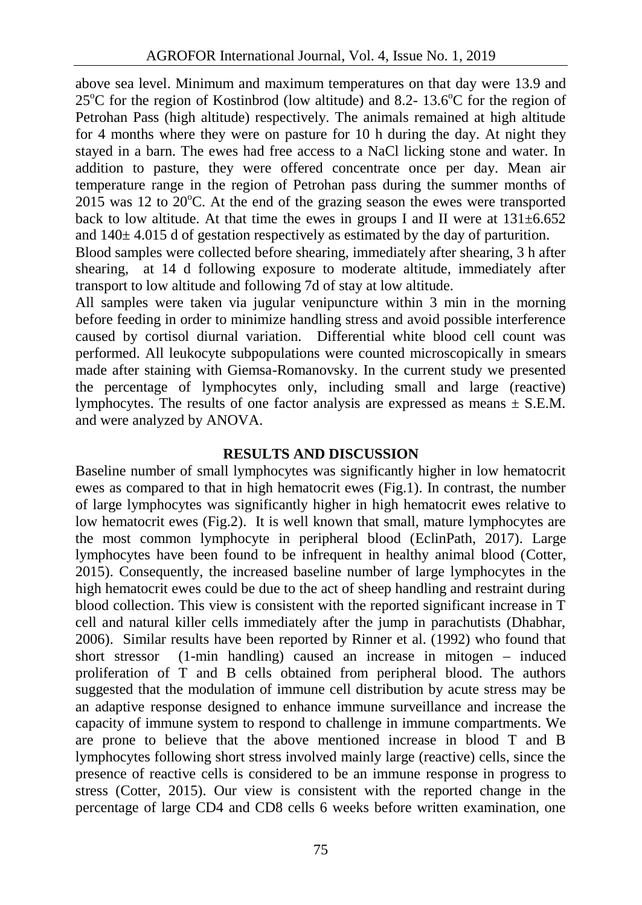above sea level. Minimum and maximum temperatures on that day were 13.9 and 25$^{o}$C for the region of Kostinbrod (low altitude) and 8.2- 13.6$^{o}$C for the region of Petrohan Pass (high altitude) respectively. The animals remained at high altitude for 4 months where they were on pasture for 10 h during the day. At night they stayed in a barn. The ewes had free access to a NaCl licking stone and water. In addition to pasture, they were offered concentrate once per day. Mean air temperature range in the region of Petrohan pass during the summer months of 2015 was 12 to 20$^{o}$C. At the end of the grazing season the ewes were transported back to low altitude. At that time the ewes in groups I and II were at 131±6.652 and 140± 4.015 d of gestation respectively as estimated by the day of parturition.

Blood samples were collected before shearing, immediately after shearing, 3 h after shearing, at 14 d following exposure to moderate altitude, immediately after transport to low altitude and following 7d of stay at low altitude.

All samples were taken via jugular venipuncture within 3 min in the morning before feeding in order to minimize handling stress and avoid possible interference caused by cortisol diurnal variation. Differential white blood cell count was performed. All leukocyte subpopulations were counted microscopically in smears made after staining with Giemsa-Romanovsky. In the current study we presented the percentage of lymphocytes only, including small and large (reactive) lymphocytes. The results of one factor analysis are expressed as means ± S.E.M. and were analyzed by ANOVA.

## RESULTS AND DISCUSSION

Baseline number of small lymphocytes was significantly higher in low hematocrit ewes as compared to that in high hematocrit ewes (Fig.1). In contrast, the number of large lymphocytes was significantly higher in high hematocrit ewes relative to low hematocrit ewes (Fig.2). It is well known that small, mature lymphocytes are the most common lymphocyte in peripheral blood (EclinPath, 2017). Large lymphocytes have been found to be infrequent in healthy animal blood (Cotter, 2015). Consequently, the increased baseline number of large lymphocytes in the high hematocrit ewes could be due to the act of sheep handling and restraint during blood collection. This view is consistent with the reported significant increase in T cell and natural killer cells immediately after the jump in parachutists (Dhabhar, 2006). Similar results have been reported by Rinner et al. (1992) who found that short stressor (1-min handling) caused an increase in mitogen – induced proliferation of T and B cells obtained from peripheral blood. The authors suggested that the modulation of immune cell distribution by acute stress may be an adaptive response designed to enhance immune surveillance and increase the capacity of immune system to respond to challenge in immune compartments. We are prone to believe that the above mentioned increase in blood T and B lymphocytes following short stress involved mainly large (reactive) cells, since the presence of reactive cells is considered to be an immune response in progress to stress (Cotter, 2015). Our view is consistent with the reported change in the percentage of large CD4 and CD8 cells 6 weeks before written examination, one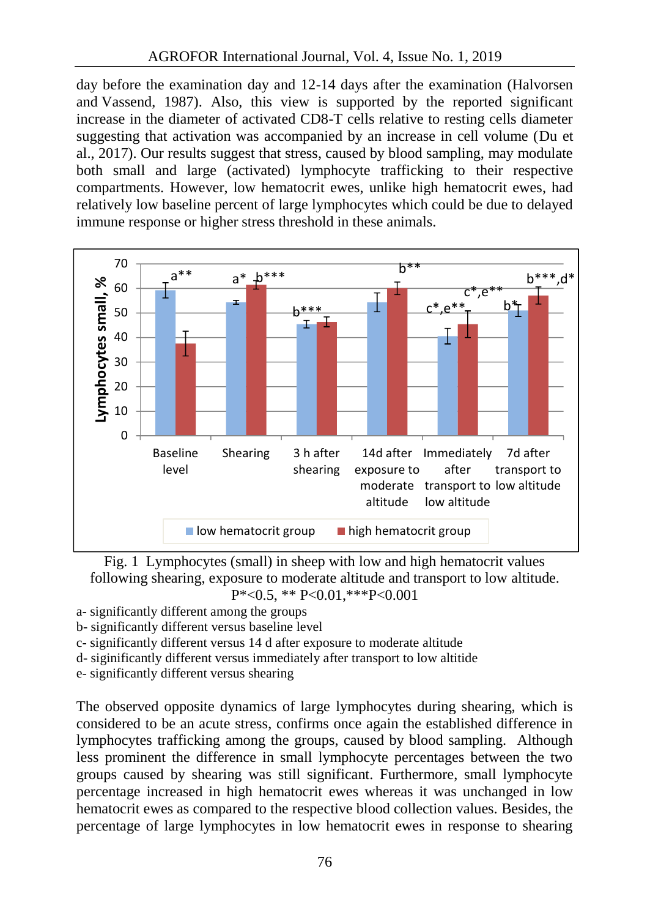day before the examination day and 12-14 days after the examination (Halvorsen and Vassend, 1987). Also, this view is supported by the reported significant increase in the diameter of activated CD8-T cells relative to resting cells diameter suggesting that activation was accompanied by an increase in cell volume (Du et al., 2017). Our results suggest that stress, caused by blood sampling, may modulate both small and large (activated) lymphocyte trafficking to their respective compartments. However, low hematocrit ewes, unlike high hematocrit ewes, had relatively low baseline percent of large lymphocytes which could be due to delayed immune response or higher stress threshold in these animals.

Fig. 1 Lymphocytes (small) in sheep with low and high hematocrit values following shearing, exposure to moderate altitude and transport to low altitude. P*<0.5, ** P<0.01,***P<0.001

a- significantly different among the groups
b- significantly different versus baseline level
c- significantly different versus 14 d after exposure to moderate altitude
d- siginificantly different versus immediately after transport to low altitide
e- significantly different versus shearing

The observed opposite dynamics of large lymphocytes during shearing, which is considered to be an acute stress, confirms once again the established difference in lymphocytes trafficking among the groups, caused by blood sampling. Although less prominent the difference in small lymphocyte percentages between the two groups caused by shearing was still significant. Furthermore, small lymphocyte percentage increased in high hematocrit ewes whereas it was unchanged in low hematocrit ewes as compared to the respective blood collection values. Besides, the percentage of large lymphocytes in low hematocrit ewes in response to shearing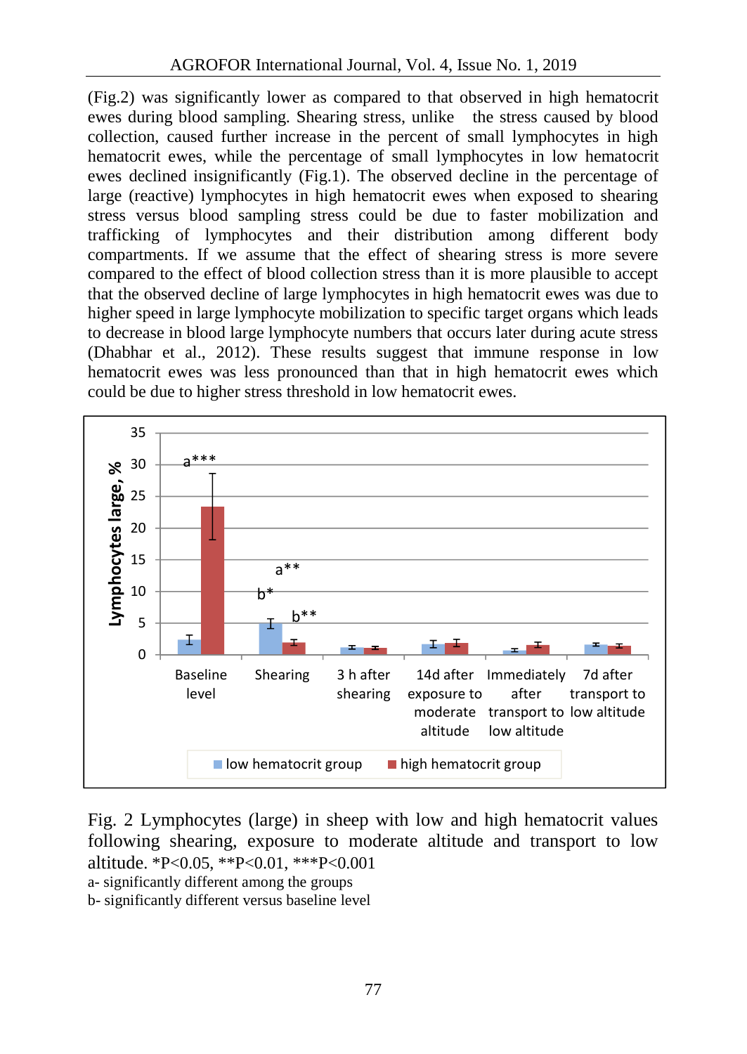(Fig.2) was significantly lower as compared to that observed in high hematocrit ewes during blood sampling. Shearing stress, unlike the stress caused by blood collection, caused further increase in the percent of small lymphocytes in high hematocrit ewes, while the percentage of small lymphocytes in low hematocrit ewes declined insignificantly (Fig.1). The observed decline in the percentage of large (reactive) lymphocytes in high hematocrit ewes when exposed to shearing stress versus blood sampling stress could be due to faster mobilization and trafficking of lymphocytes and their distribution among different body compartments. If we assume that the effect of shearing stress is more severe compared to the effect of blood collection stress than it is more plausible to accept that the observed decline of large lymphocytes in high hematocrit ewes was due to higher speed in large lymphocyte mobilization to specific target organs which leads to decrease in blood large lymphocyte numbers that occurs later during acute stress (Dhabhar et al., 2012). These results suggest that immune response in low hematocrit ewes was less pronounced than that in high hematocrit ewes which could be due to higher stress threshold in low hematocrit ewes.

Fig. 2 Lymphocytes (large) in sheep with low and high hematocrit values following shearing, exposure to moderate altitude and transport to low altitude. *P<0.05, **P<0.01, ***P<0.001

a- significantly different among the groups

b- significantly different versus baseline level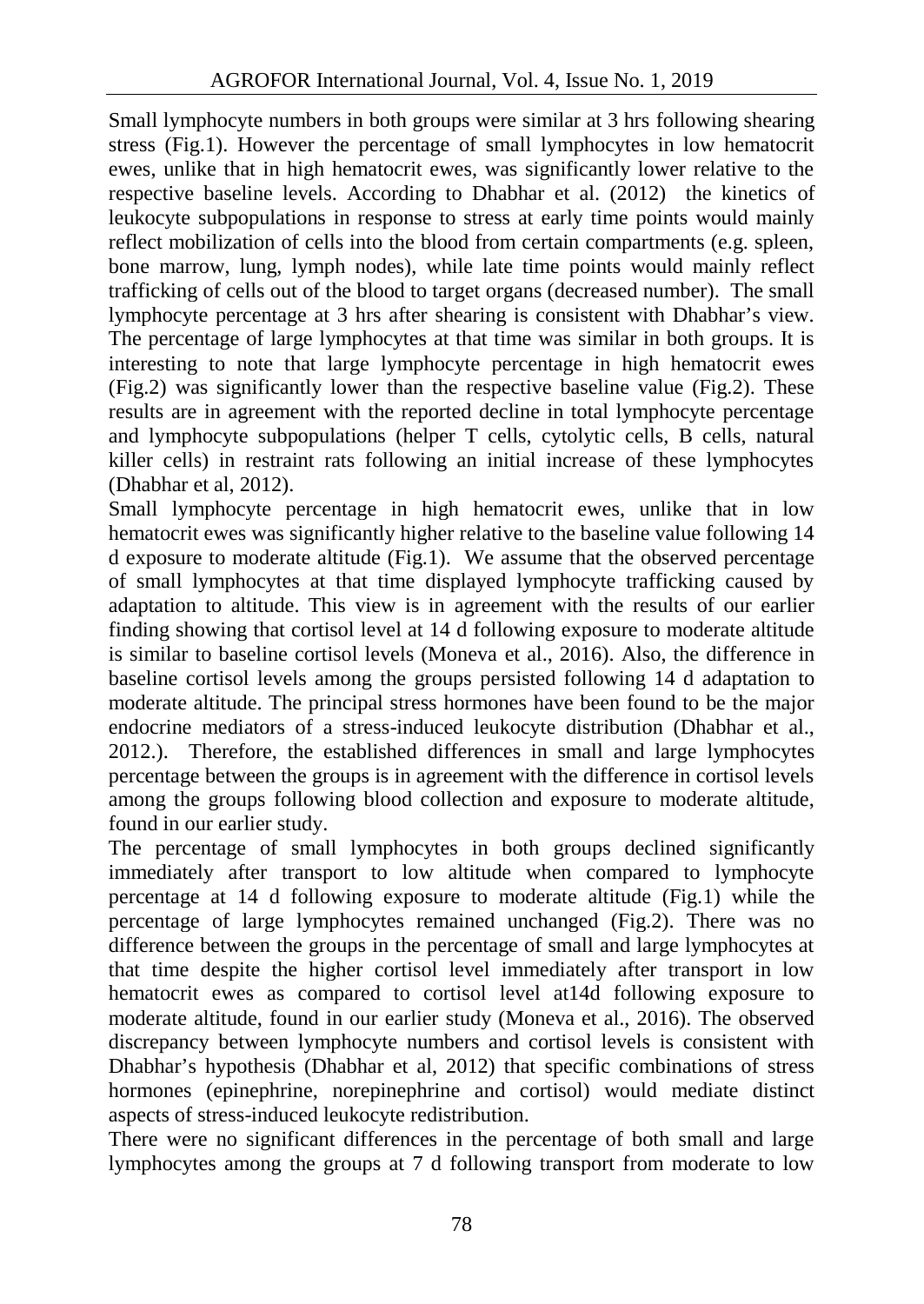Small lymphocyte numbers in both groups were similar at 3 hrs following shearing stress (Fig.1). However the percentage of small lymphocytes in low hematocrit ewes, unlike that in high hematocrit ewes, was significantly lower relative to the respective baseline levels. According to Dhabhar et al. (2012) the kinetics of leukocyte subpopulations in response to stress at early time points would mainly reflect mobilization of cells into the blood from certain compartments (e.g. spleen, bone marrow, lung, lymph nodes), while late time points would mainly reflect trafficking of cells out of the blood to target organs (decreased number). The small lymphocyte percentage at 3 hrs after shearing is consistent with Dhabhar's view. The percentage of large lymphocytes at that time was similar in both groups. It is interesting to note that large lymphocyte percentage in high hematocrit ewes (Fig.2) was significantly lower than the respective baseline value (Fig.2). These results are in agreement with the reported decline in total lymphocyte percentage and lymphocyte subpopulations (helper T cells, cytolytic cells, B cells, natural killer cells) in restraint rats following an initial increase of these lymphocytes (Dhabhar et al, 2012).

Small lymphocyte percentage in high hematocrit ewes, unlike that in low hematocrit ewes was significantly higher relative to the baseline value following 14 d exposure to moderate altitude (Fig.1). We assume that the observed percentage of small lymphocytes at that time displayed lymphocyte trafficking caused by adaptation to altitude. This view is in agreement with the results of our earlier finding showing that cortisol level at 14 d following exposure to moderate altitude is similar to baseline cortisol levels (Moneva et al., 2016). Also, the difference in baseline cortisol levels among the groups persisted following 14 d adaptation to moderate altitude. The principal stress hormones have been found to be the major endocrine mediators of a stress-induced leukocyte distribution (Dhabhar et al., 2012.). Therefore, the established differences in small and large lymphocytes percentage between the groups is in agreement with the difference in cortisol levels among the groups following blood collection and exposure to moderate altitude, found in our earlier study.

The percentage of small lymphocytes in both groups declined significantly immediately after transport to low altitude when compared to lymphocyte percentage at 14 d following exposure to moderate altitude (Fig.1) while the percentage of large lymphocytes remained unchanged (Fig.2). There was no difference between the groups in the percentage of small and large lymphocytes at that time despite the higher cortisol level immediately after transport in low hematocrit ewes as compared to cortisol level at14d following exposure to moderate altitude, found in our earlier study (Moneva et al., 2016). The observed discrepancy between lymphocyte numbers and cortisol levels is consistent with Dhabhar's hypothesis (Dhabhar et al, 2012) that specific combinations of stress hormones (epinephrine, norepinephrine and cortisol) would mediate distinct aspects of stress-induced leukocyte redistribution.

There were no significant differences in the percentage of both small and large lymphocytes among the groups at 7 d following transport from moderate to low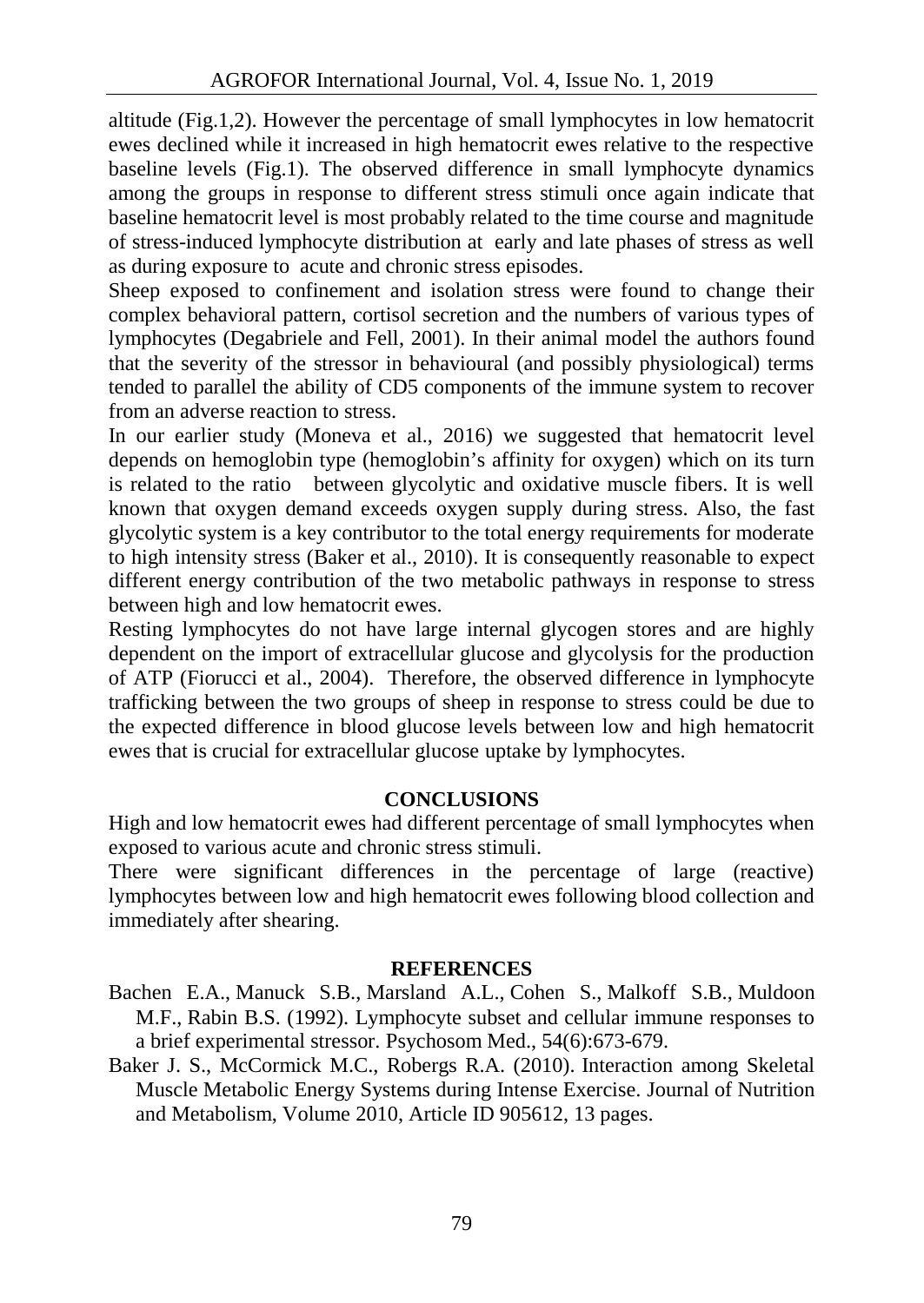altitude (Fig.1,2). However the percentage of small lymphocytes in low hematocrit ewes declined while it increased in high hematocrit ewes relative to the respective baseline levels (Fig.1). The observed difference in small lymphocyte dynamics among the groups in response to different stress stimuli once again indicate that baseline hematocrit level is most probably related to the time course and magnitude of stress-induced lymphocyte distribution at early and late phases of stress as well as during exposure to acute and chronic stress episodes.

Sheep exposed to confinement and isolation stress were found to change their complex behavioral pattern, cortisol secretion and the numbers of various types of lymphocytes (Degabriele and Fell, 2001). In their animal model the authors found that the severity of the stressor in behavioural (and possibly physiological) terms tended to parallel the ability of CD5 components of the immune system to recover from an adverse reaction to stress.

In our earlier study (Moneva et al., 2016) we suggested that hematocrit level depends on hemoglobin type (hemoglobin's affinity for oxygen) which on its turn is related to the ratio between glycolytic and oxidative muscle fibers. It is well known that oxygen demand exceeds oxygen supply during stress. Also, the fast glycolytic system is a key contributor to the total energy requirements for moderate to high intensity stress (Baker et al., 2010). It is consequently reasonable to expect different energy contribution of the two metabolic pathways in response to stress between high and low hematocrit ewes.

Resting lymphocytes do not have large internal glycogen stores and are highly dependent on the import of extracellular glucose and glycolysis for the production of ATP (Fiorucci et al., 2004). Therefore, the observed difference in lymphocyte trafficking between the two groups of sheep in response to stress could be due to the expected difference in blood glucose levels between low and high hematocrit ewes that is crucial for extracellular glucose uptake by lymphocytes.

## CONCLUSIONS

High and low hematocrit ewes had different percentage of small lymphocytes when exposed to various acute and chronic stress stimuli.

There were significant differences in the percentage of large (reactive) lymphocytes between low and high hematocrit ewes following blood collection and immediately after shearing.

## REFERENCES

Bachen E.A., Manuck S.B., Marsland A.L., Cohen S., Malkoff S.B., Muldoon M.F., Rabin B.S. (1992). Lymphocyte subset and cellular immune responses to a brief experimental stressor. Psychosom Med., 54(6):673-679.

Baker J. S., McCormick M.C., Robergs R.A. (2010). Interaction among Skeletal Muscle Metabolic Energy Systems during Intense Exercise. Journal of Nutrition and Metabolism, Volume 2010, Article ID 905612, 13 pages.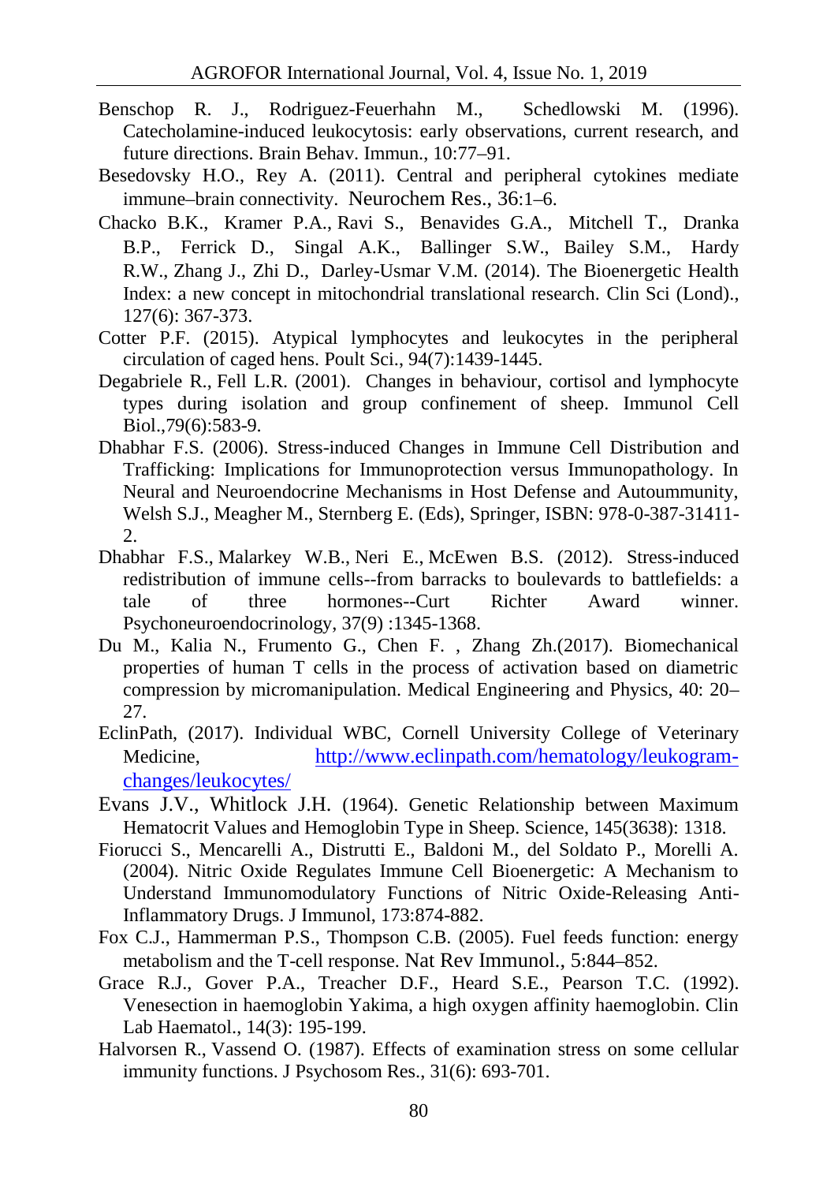Benschop R. J., Rodriguez-Feuerhahn M., Schedlowski M. (1996). Catecholamine-induced leukocytosis: early observations, current research, and future directions. Brain Behav. Immun., 10:77–91.

Besedovsky H.O., Rey A. (2011). Central and peripheral cytokines mediate immune–brain connectivity. Neurochem Res., 36:1–6.

Chacko B.K., Kramer P.A., Ravi S., Benavides G.A., Mitchell T., Dranka B.P., Ferrick D., Singal A.K., Ballinger S.W., Bailey S.M., Hardy R.W., Zhang J., Zhi D., Darley-Usmar V.M. (2014). The Bioenergetic Health Index: a new concept in mitochondrial translational research. Clin Sci (Lond)., 127(6): 367-373.

Cotter P.F. (2015). Atypical lymphocytes and leukocytes in the peripheral circulation of caged hens. Poult Sci., 94(7):1439-1445.

Degabriele R., Fell L.R. (2001). Changes in behaviour, cortisol and lymphocyte types during isolation and group confinement of sheep. Immunol Cell Biol.,79(6):583-9.

Dhabhar F.S. (2006). Stress-induced Changes in Immune Cell Distribution and Trafficking: Implications for Immunoprotection versus Immunopathology. In Neural and Neuroendocrine Mechanisms in Host Defense and Autoummunity, Welsh S.J., Meagher M., Sternberg E. (Eds), Springer, ISBN: 978-0-387-31411-2.

Dhabhar F.S., Malarkey W.B., Neri E., McEwen B.S. (2012). Stress-induced redistribution of immune cells--from barracks to boulevards to battlefields: a tale of three hormones--Curt Richter Award winner. Psychoneuroendocrinology, 37(9) :1345-1368.

Du M., Kalia N., Frumento G., Chen F. , Zhang Zh.(2017). Biomechanical properties of human T cells in the process of activation based on diametric compression by micromanipulation. Medical Engineering and Physics, 40: 20–27.

EclinPath, (2017). Individual WBC, Cornell University College of Veterinary Medicine, [http://www.eclinpath.com/hematology/leukogram-changes/leukocytes/](http://www.eclinpath.com/hematology/leukogram-changes/leukocytes/)

Evans J.V., Whitlock J.H. (1964). Genetic Relationship between Maximum Hematocrit Values and Hemoglobin Type in Sheep. Science, 145(3638): 1318.

Fiorucci S., Mencarelli A., Distrutti E., Baldoni M., del Soldato P., Morelli A. (2004). Nitric Oxide Regulates Immune Cell Bioenergetic: A Mechanism to Understand Immunomodulatory Functions of Nitric Oxide-Releasing Anti-Inflammatory Drugs. J Immunol, 173:874-882.

Fox C.J., Hammerman P.S., Thompson C.B. (2005). Fuel feeds function: energy metabolism and the T-cell response. Nat Rev Immunol., 5:844–852.

Grace R.J., Gover P.A., Treacher D.F., Heard S.E., Pearson T.C. (1992). Venesection in haemoglobin Yakima, a high oxygen affinity haemoglobin. Clin Lab Haematol., 14(3): 195-199.

Halvorsen R., Vassend O. (1987). Effects of examination stress on some cellular immunity functions. J Psychosom Res., 31(6): 693-701.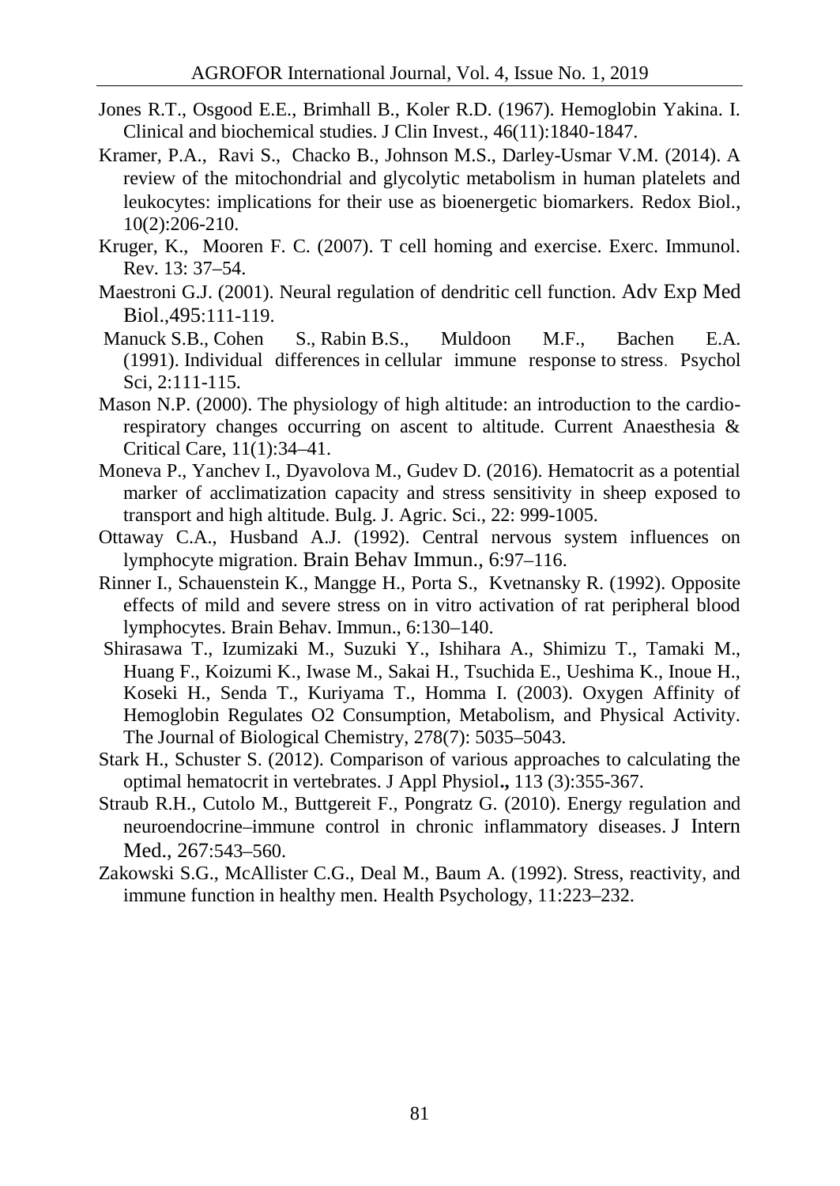Jones R.T., Osgood E.E., Brimhall B., Koler R.D. (1967). Hemoglobin Yakina. I. Clinical and biochemical studies. J Clin Invest., 46(11):1840-1847.

Kramer, P.A., Ravi S., Chacko B., Johnson M.S., Darley-Usmar V.M. (2014). A review of the mitochondrial and glycolytic metabolism in human platelets and leukocytes: implications for their use as bioenergetic biomarkers. Redox Biol., 10(2):206-210.

Kruger, K., Mooren F. C. (2007). T cell homing and exercise. Exerc. Immunol. Rev. 13: 37–54.

Maestroni G.J. (2001). Neural regulation of dendritic cell function. Adv Exp Med Biol.,495:111-119.

Manuck S.B., Cohen S., Rabin B.S., Muldoon M.F., Bachen E.A. (1991). Individual differences in cellular immune response to stress. Psychol Sci, 2:111-115.

Mason N.P. (2000). The physiology of high altitude: an introduction to the cardio-respiratory changes occurring on ascent to altitude. Current Anaesthesia & Critical Care, 11(1):34–41.

Moneva P., Yanchev I., Dyavolova M., Gudev D. (2016). Hematocrit as a potential marker of acclimatization capacity and stress sensitivity in sheep exposed to transport and high altitude. Bulg. J. Agric. Sci., 22: 999-1005.

Ottaway C.A., Husband A.J. (1992). Central nervous system influences on lymphocyte migration. Brain Behav Immun., 6:97–116.

Rinner I., Schauenstein K., Mangge H., Porta S., Kvetnansky R. (1992). Opposite effects of mild and severe stress on in vitro activation of rat peripheral blood lymphocytes. Brain Behav. Immun., 6:130–140.

Shirasawa T., Izumizaki M., Suzuki Y., Ishihara A., Shimizu T., Tamaki M., Huang F., Koizumi K., Iwase M., Sakai H., Tsuchida E., Ueshima K., Inoue H., Koseki H., Senda T., Kuriyama T., Homma I. (2003). Oxygen Affinity of Hemoglobin Regulates O2 Consumption, Metabolism, and Physical Activity. The Journal of Biological Chemistry, 278(7): 5035–5043.

Stark H., Schuster S. (2012). Comparison of various approaches to calculating the optimal hematocrit in vertebrates. J Appl Physiol**.,** 113 (3):355-367.

Straub R.H., Cutolo M., Buttgereit F., Pongratz G. (2010). Energy regulation and neuroendocrine–immune control in chronic inflammatory diseases. J Intern Med., 267:543–560.

Zakowski S.G., McAllister C.G., Deal M., Baum A. (1992). Stress, reactivity, and immune function in healthy men. Health Psychology, 11:223–232.